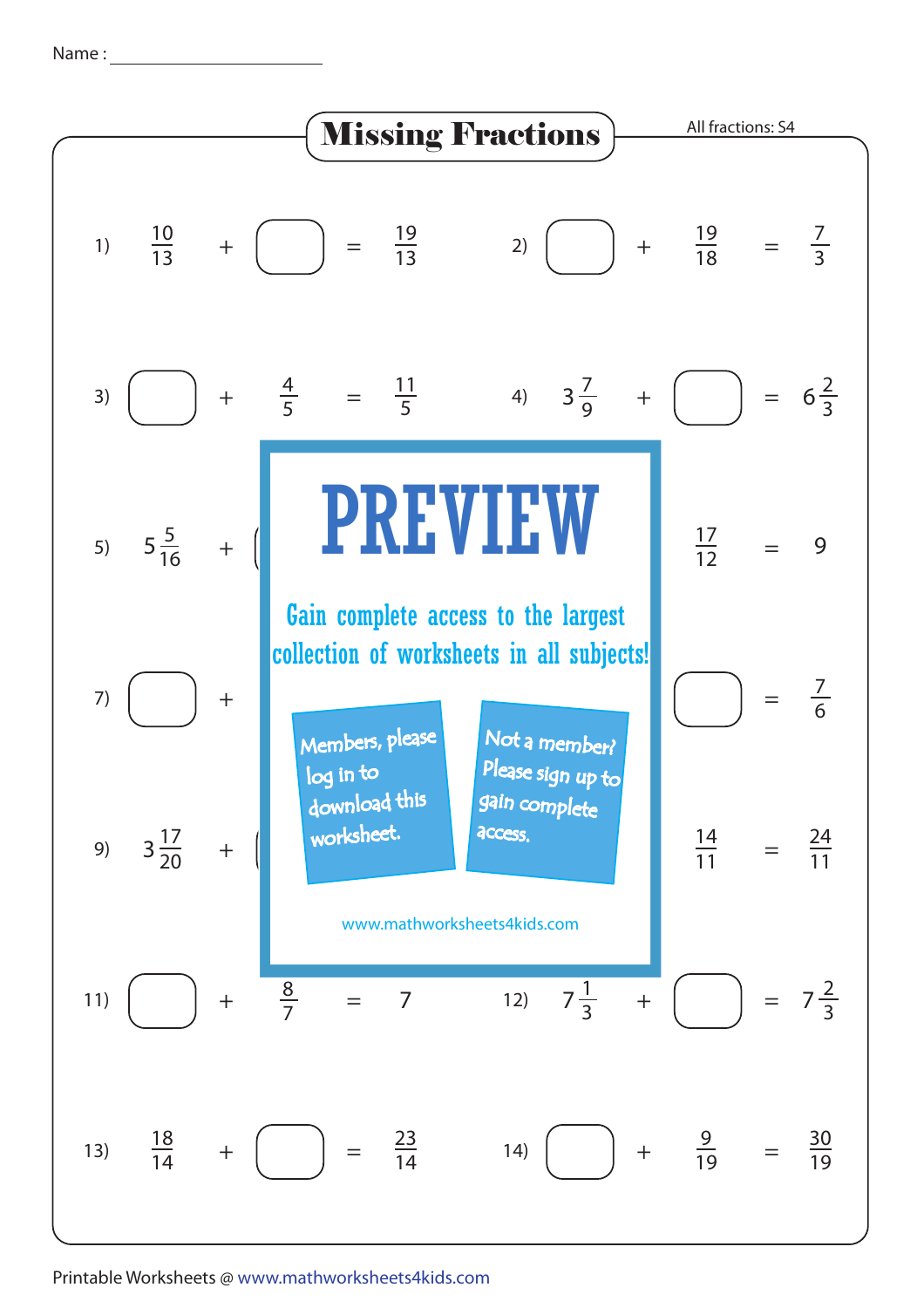Name : ____________________

# Missing Fractions

All fractions: S4

1) $\frac{10}{13} + \square = \frac{19}{13}$

2) $\square + \frac{19}{18} = \frac{7}{3}$

3) $\square + \frac{4}{5} = \frac{11}{5}$

4) $3\frac{7}{9} + \square = 6\frac{2}{3}$

5) $5\frac{5}{16} + \square$

$\frac{17}{12} = 9$

7) $\square +$

$\square = \frac{7}{6}$

9) $3\frac{17}{20} + \square$

$\frac{14}{11} = \frac{24}{11}$

**PREVIEW**

Gain complete access to the largest collection of worksheets in all subjects!

Members, please log in to download this worksheet.

Not a member? Please sign up to gain complete access.

www.mathworksheets4kids.com

11) $\square + \frac{8}{7} = 7$

12) $7\frac{1}{3} + \square = 7\frac{2}{3}$

13) $\frac{18}{14} + \square = \frac{23}{14}$

14) $\square + \frac{9}{19} = \frac{30}{19}$

Printable Worksheets @ www.mathworksheets4kids.com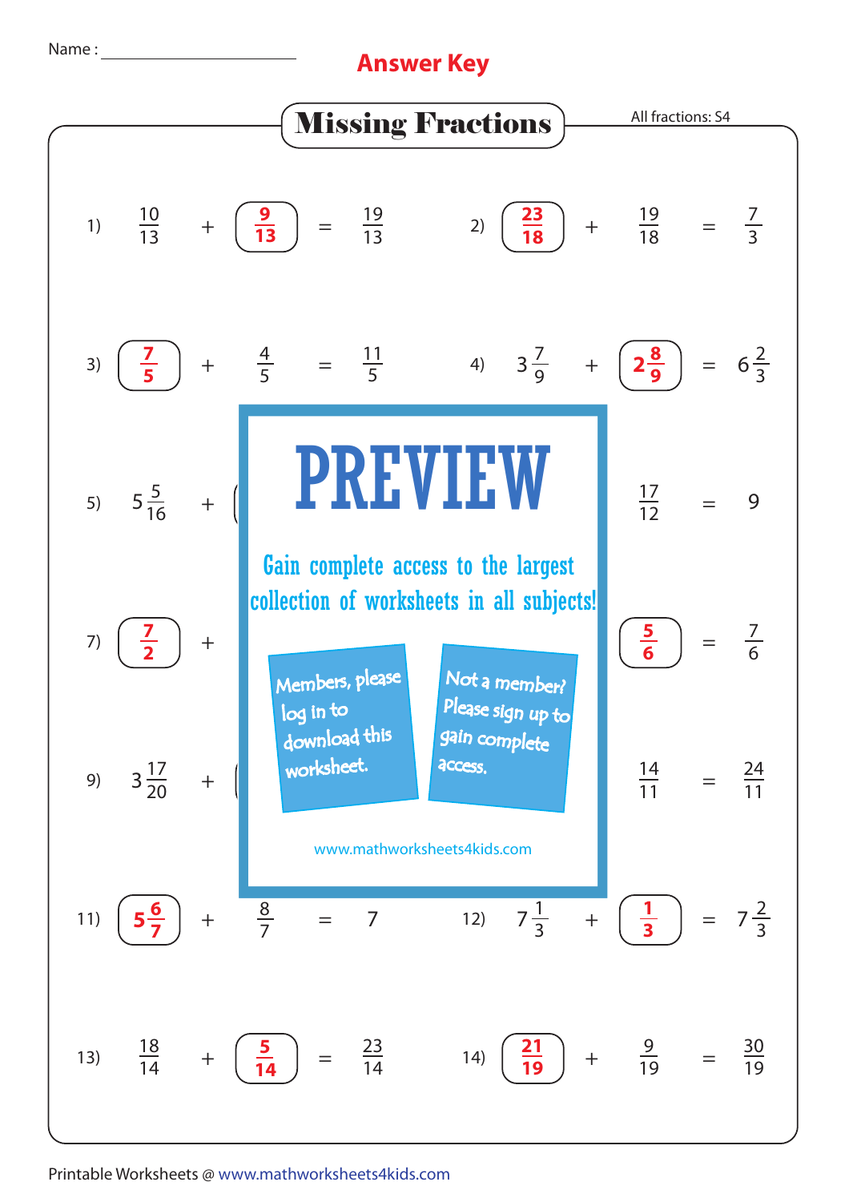Name : ____________________

**Answer Key**

# Missing Fractions

All fractions: S4

1) $\frac{10}{13} + \boxed{\frac{9}{13}} = \frac{19}{13}$

2) $\boxed{\frac{23}{18}} + \frac{19}{18} = \frac{7}{3}$

3) $\boxed{\frac{7}{5}} + \frac{4}{5} = \frac{11}{5}$

4) $3\frac{7}{9} + \boxed{2\frac{8}{9}} = 6\frac{2}{3}$

5) $5\frac{5}{16} +$ ... $\frac{17}{12} = 9$

7) $\boxed{\frac{7}{2}} +$ ... $\boxed{\frac{5}{6}} = \frac{7}{6}$

9) $3\frac{17}{20} +$ ... $\frac{14}{11} = \frac{24}{11}$

11) $\boxed{5\frac{6}{7}} + \frac{8}{7} = 7$

12) $7\frac{1}{3} + \boxed{\frac{1}{3}} = 7\frac{2}{3}$

13) $\frac{18}{14} + \boxed{\frac{5}{14}} = \frac{23}{14}$

14) $\boxed{\frac{21}{19}} + \frac{9}{19} = \frac{30}{19}$

**PREVIEW**

Gain complete access to the largest collection of worksheets in all subjects!

Members, please log in to download this worksheet.

Not a member? Please sign up to gain complete access.

www.mathworksheets4kids.com

Printable Worksheets @ www.mathworksheets4kids.com